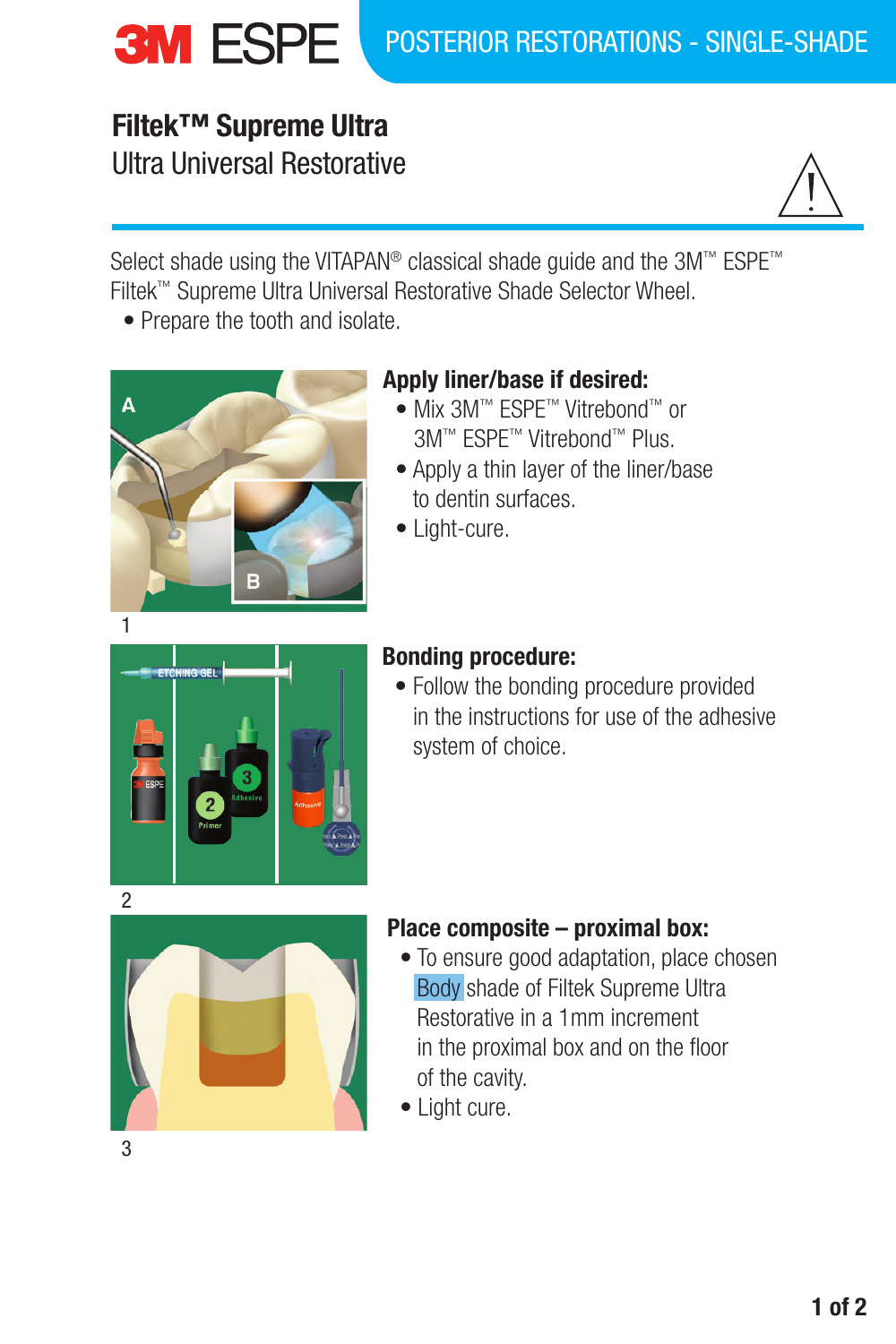3M ESPE

POSTERIOR RESTORATIONS - SINGLE-SHADE

# Filtek™ Supreme Ultra

## Ultra Universal Restorative

Select shade using the VITAPAN® classical shade guide and the 3M™ ESPE™ Filtek™ Supreme Ultra Universal Restorative Shade Selector Wheel.

- Prepare the tooth and isolate.

1

### Apply liner/base if desired:

- Mix 3M™ ESPE™ Vitrebond™ or 3M™ ESPE™ Vitrebond™ Plus.
- Apply a thin layer of the liner/base to dentin surfaces.
- Light-cure.

2

### Bonding procedure:

- Follow the bonding procedure provided in the instructions for use of the adhesive system of choice.

3

### Place composite – proximal box:

- To ensure good adaptation, place chosen Body shade of Filtek Supreme Ultra Restorative in a 1mm increment in the proximal box and on the floor of the cavity.
- Light cure.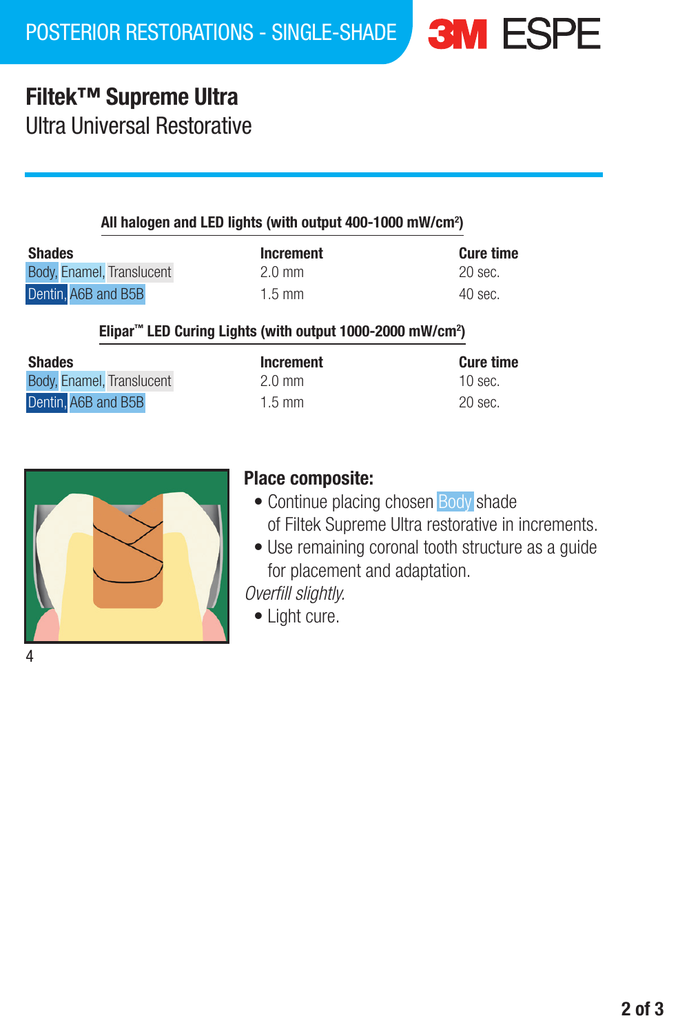POSTERIOR RESTORATIONS - SINGLE-SHADE

3M ESPE

# Filtek™ Supreme Ultra

## Ultra Universal Restorative

**All halogen and LED lights (with output 400-1000 mW/cm²)**

| Shades | Increment | Cure time |
|---|---|---|
| Body, Enamel, Translucent | 2.0 mm | 20 sec. |
| Dentin, A6B and B5B | 1.5 mm | 40 sec. |

**Elipar™ LED Curing Lights (with output 1000-2000 mW/cm²)**

| Shades | Increment | Cure time |
|---|---|---|
| Body, Enamel, Translucent | 2.0 mm | 10 sec. |
| Dentin, A6B and B5B | 1.5 mm | 20 sec. |

4

**Place composite:**

- Continue placing chosen Body shade of Filtek Supreme Ultra restorative in increments.
- Use remaining coronal tooth structure as a guide for placement and adaptation.

*Overfill slightly.*

- Light cure.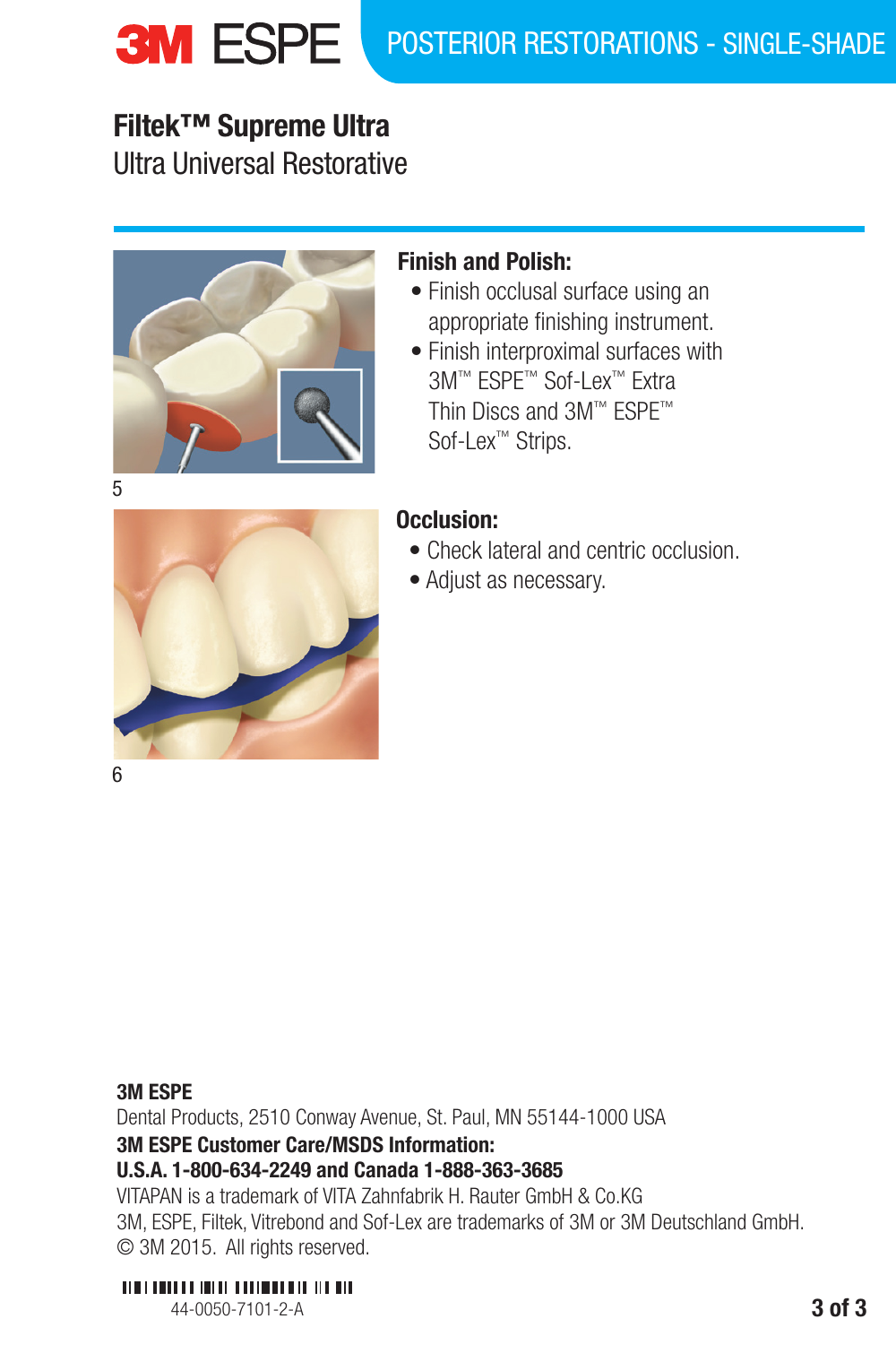3M ESPE

POSTERIOR RESTORATIONS - SINGLE-SHADE

# Filtek™ Supreme Ultra

Ultra Universal Restorative

5

## Finish and Polish:

- Finish occlusal surface using an appropriate finishing instrument.
- Finish interproximal surfaces with 3M™ ESPE™ Sof-Lex™ Extra Thin Discs and 3M™ ESPE™ Sof-Lex™ Strips.

6

## Occlusion:

- Check lateral and centric occlusion.
- Adjust as necessary.

**3M ESPE**
Dental Products, 2510 Conway Avenue, St. Paul, MN 55144-1000 USA
**3M ESPE Customer Care/MSDS Information:**
**U.S.A. 1-800-634-2249 and Canada 1-888-363-3685**
VITAPAN is a trademark of VITA Zahnfabrik H. Rauter GmbH & Co.KG
3M, ESPE, Filtek, Vitrebond and Sof-Lex are trademarks of 3M or 3M Deutschland GmbH.
© 3M 2015. All rights reserved.

44-0050-7101-2-A